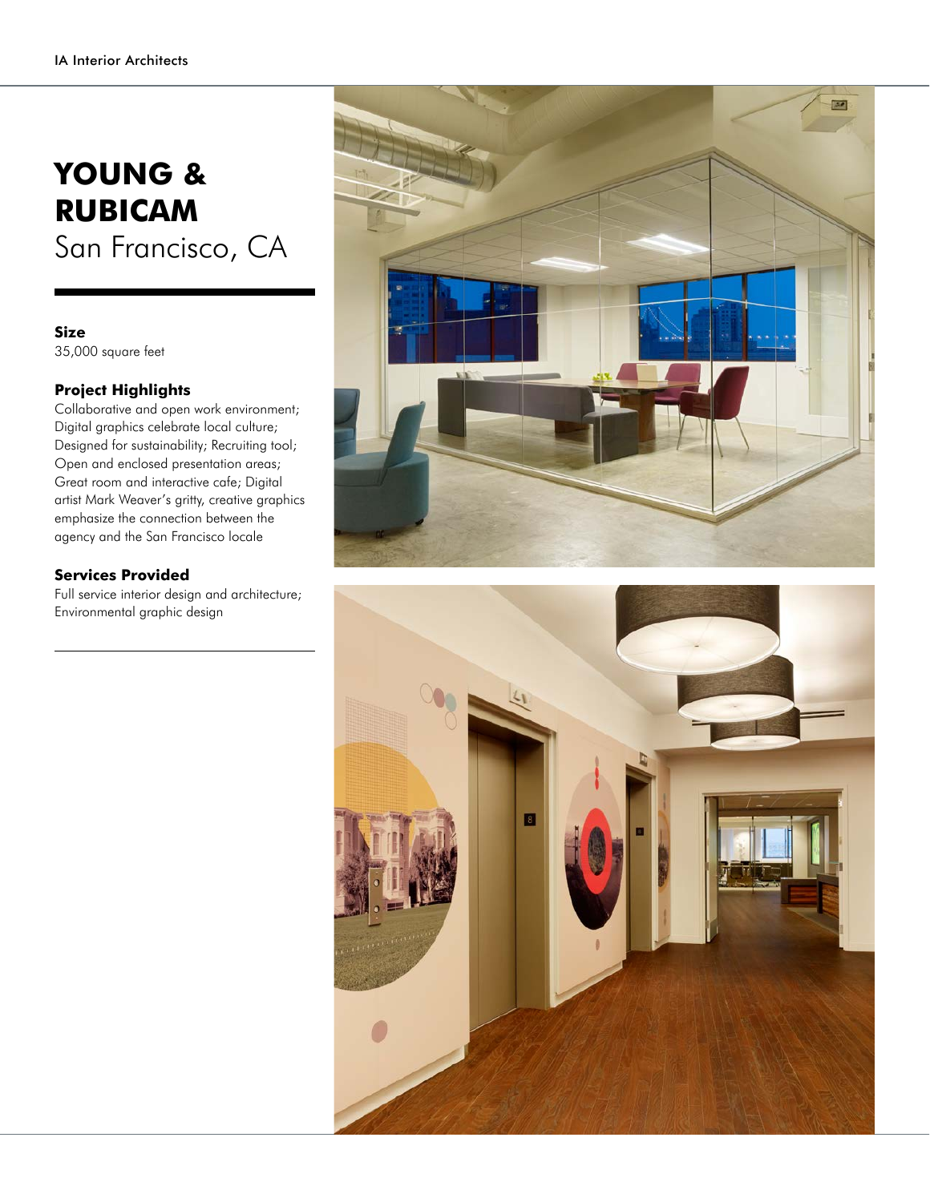# YOUNG & RUBICAM

San Francisco, CA

**Size**

35,000 square feet

**Project Highlights**

Collaborative and open work environment; Digital graphics celebrate local culture; Designed for sustainability; Recruiting tool; Open and enclosed presentation areas; Great room and interactive cafe; Digital artist Mark Weaver's gritty, creative graphics emphasize the connection between the agency and the San Francisco locale

**Services Provided**

Full service interior design and architecture; Environmental graphic design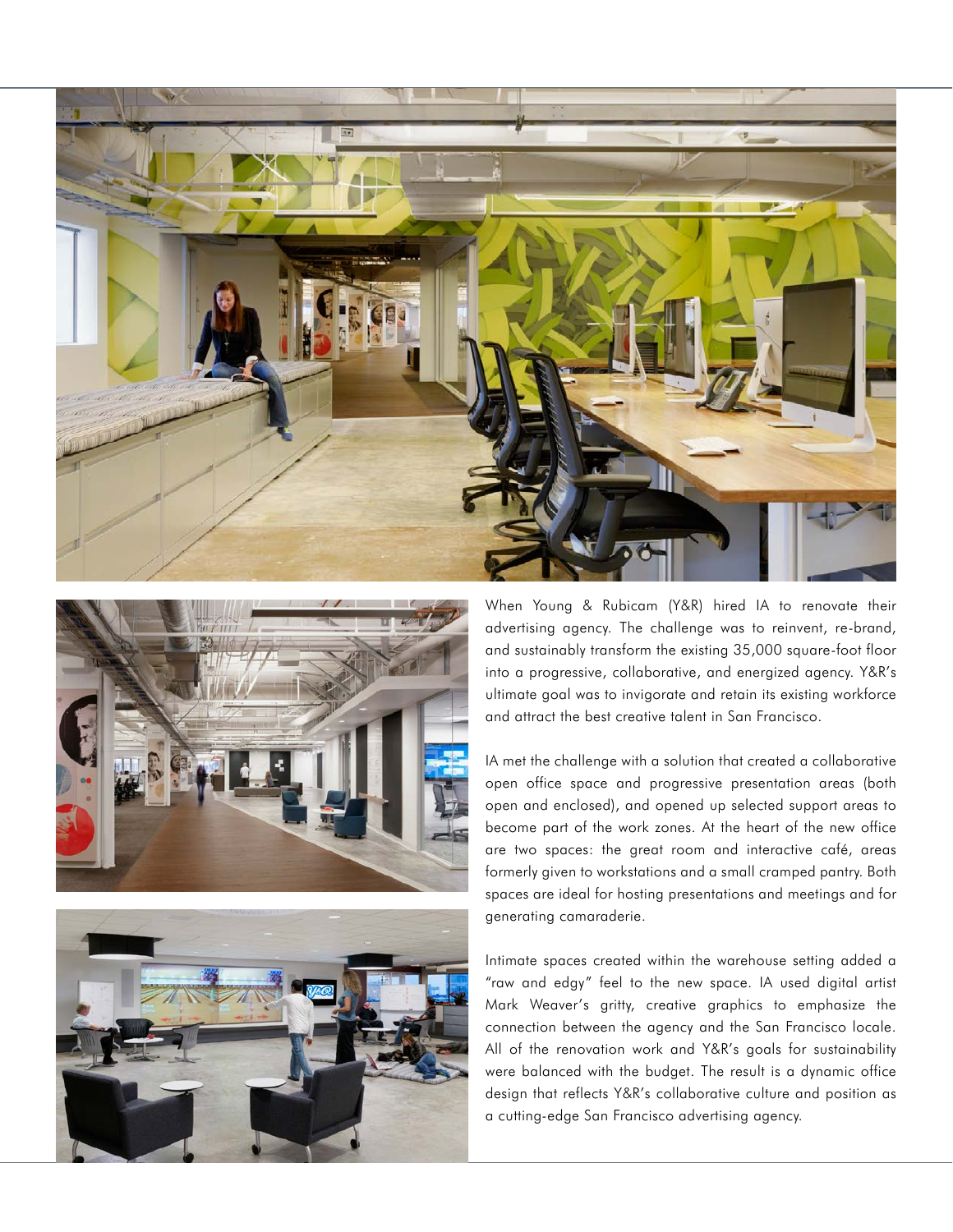When Young & Rubicam (Y&R) hired IA to renovate their advertising agency. The challenge was to reinvent, re-brand, and sustainably transform the existing 35,000 square-foot floor into a progressive, collaborative, and energized agency. Y&R's ultimate goal was to invigorate and retain its existing workforce and attract the best creative talent in San Francisco.

IA met the challenge with a solution that created a collaborative open office space and progressive presentation areas (both open and enclosed), and opened up selected support areas to become part of the work zones. At the heart of the new office are two spaces: the great room and interactive café, areas formerly given to workstations and a small cramped pantry. Both spaces are ideal for hosting presentations and meetings and for generating camaraderie.

Intimate spaces created within the warehouse setting added a "raw and edgy" feel to the new space. IA used digital artist Mark Weaver's gritty, creative graphics to emphasize the connection between the agency and the San Francisco locale. All of the renovation work and Y&R's goals for sustainability were balanced with the budget. The result is a dynamic office design that reflects Y&R's collaborative culture and position as a cutting-edge San Francisco advertising agency.